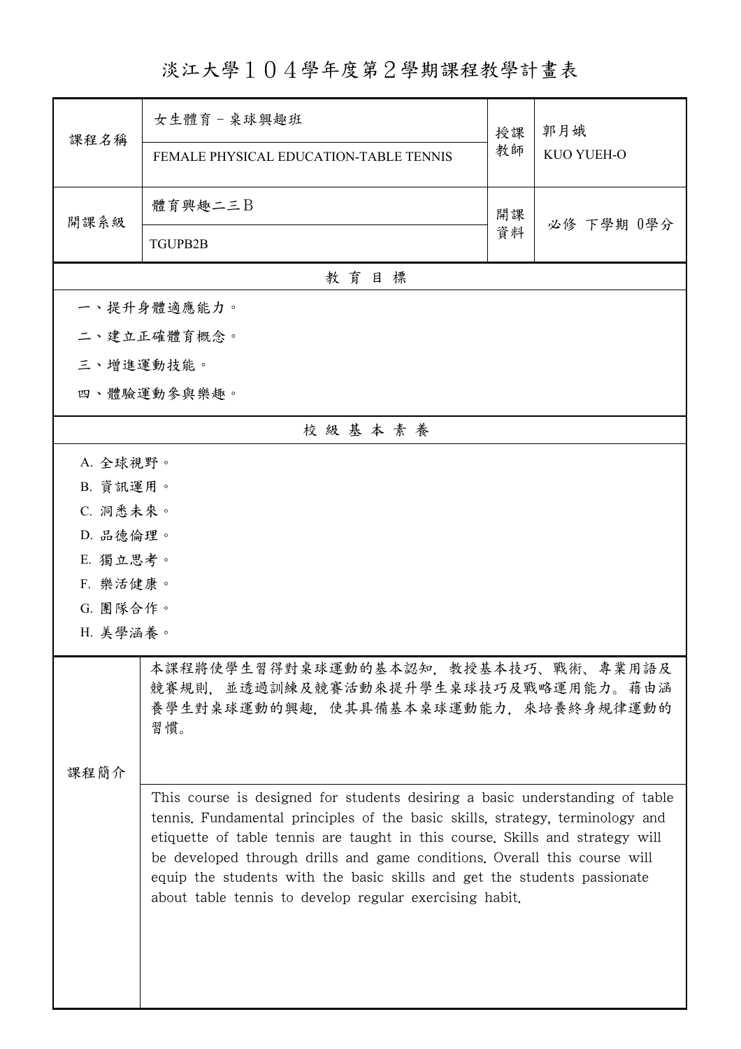# 淡江大學１０４學年度第２學期課程教學計畫表

| 課程名稱 | 女生體育－桌球興趣班<br>FEMALE PHYSICAL EDUCATION-TABLE TENNIS | 授課教師 | 郭月娥<br>KUO YUEH-O |
|---|---|---|---|
| 開課系級 | 體育興趣二三Ｂ<br>TGUPB2B | 開課資料 | 必修 下學期 0學分 |

## 教育目標

一、提升身體適應能力。

二、建立正確體育概念。

三、增進運動技能。

四、體驗運動參與樂趣。

## 校級基本素養

A. 全球視野。

B. 資訊運用。

C. 洞悉未來。

D. 品德倫理。

E. 獨立思考。

F. 樂活健康。

G. 團隊合作。

H. 美學涵養。

## 課程簡介

本課程將使學生習得對桌球運動的基本認知，教授基本技巧、戰術、專業用語及競賽規則，並透過訓練及競賽活動來提升學生桌球技巧及戰略運用能力。藉由涵養學生對桌球運動的興趣，使其具備基本桌球運動能力，來培養終身規律運動的習慣。

This course is designed for students desiring a basic understanding of table tennis. Fundamental principles of the basic skills, strategy, terminology and etiquette of table tennis are taught in this course. Skills and strategy will be developed through drills and game conditions. Overall this course will equip the students with the basic skills and get the students passionate about table tennis to develop regular exercising habit.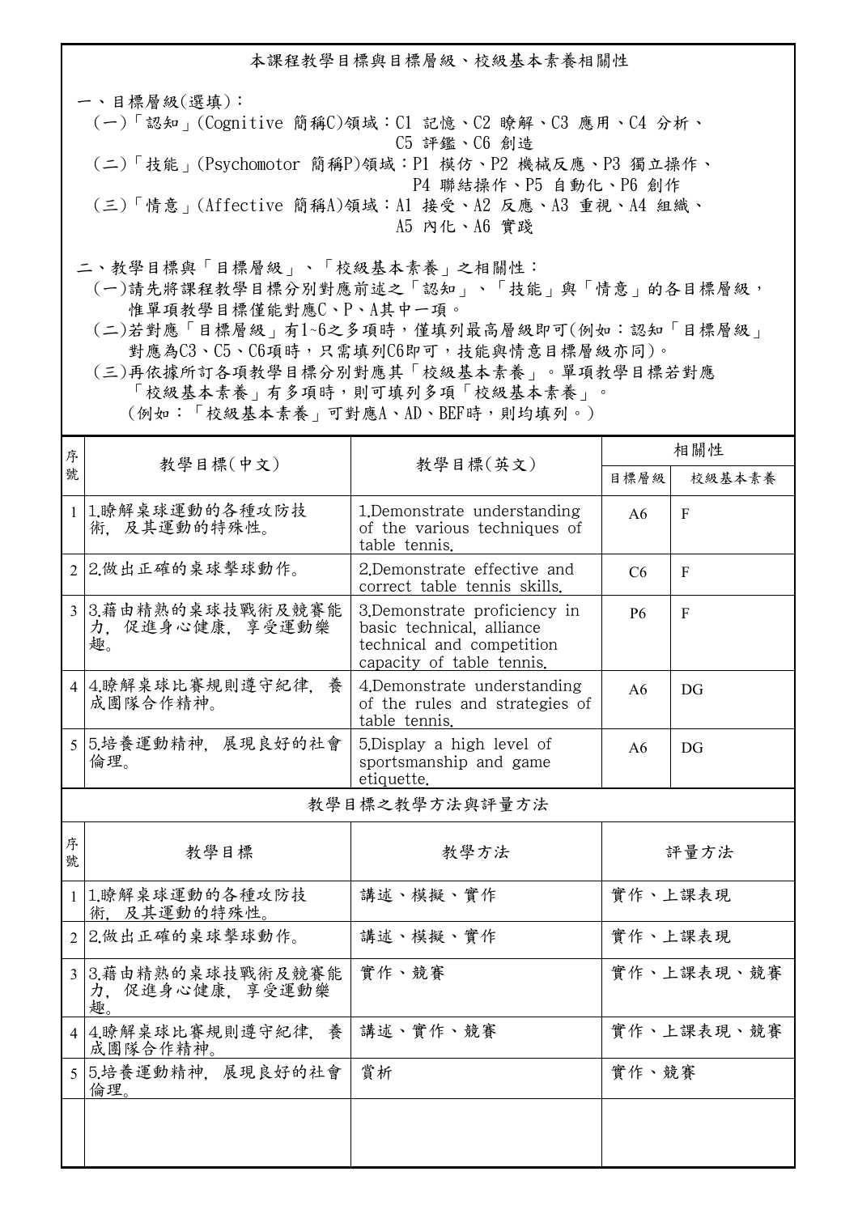# 本課程教學目標與目標層級、校級基本素養相關性

一、目標層級(選填)：

(一)「認知」(Cognitive 簡稱C)領域：C1 記憶、C2 瞭解、C3 應用、C4 分析、C5 評鑑、C6 創造

(二)「技能」(Psychomotor 簡稱P)領域：P1 模仿、P2 機械反應、P3 獨立操作、P4 聯結操作、P5 自動化、P6 創作

(三)「情意」(Affective 簡稱A)領域：A1 接受、A2 反應、A3 重視、A4 組織、A5 內化、A6 實踐

二、教學目標與「目標層級」、「校級基本素養」之相關性：

(一)請先將課程教學目標分別對應前述之「認知」、「技能」與「情意」的各目標層級，惟單項教學目標僅能對應C、P、A其中一項。

(二)若對應「目標層級」有1~6之多項時，僅填列最高層級即可(例如：認知「目標層級」對應為C3、C5、C6項時，只需填列C6即可，技能與情意目標層級亦同)。

(三)再依據所訂各項教學目標分別對應其「校級基本素養」。單項教學目標若對應「校級基本素養」有多項時，則可填列多項「校級基本素養」。(例如：「校級基本素養」可對應A、AD、BEF時，則均填列。)

| 序號 | 教學目標(中文) | 教學目標(英文) | 相關性 | |
|---|---|---|---|---|
| | | | 目標層級 | 校級基本素養 |
| 1 | 1.瞭解桌球運動的各種攻防技術，及其運動的特殊性。 | 1.Demonstrate understanding of the various techniques of table tennis. | A6 | F |
| 2 | 2.做出正確的桌球擊球動作。 | 2.Demonstrate effective and correct table tennis skills. | C6 | F |
| 3 | 3.藉由精熟的桌球技戰術及競賽能力，促進身心健康，享受運動樂趣。 | 3.Demonstrate proficiency in basic technical, alliance technical and competition capacity of table tennis. | P6 | F |
| 4 | 4.瞭解桌球比賽規則遵守紀律，養成團隊合作精神。 | 4.Demonstrate understanding of the rules and strategies of table tennis. | A6 | DG |
| 5 | 5.培養運動精神，展現良好的社會倫理。 | 5.Display a high level of sportsmanship and game etiquette. | A6 | DG |

## 教學目標之教學方法與評量方法

| 序號 | 教學目標 | 教學方法 | 評量方法 |
|---|---|---|---|
| 1 | 1.瞭解桌球運動的各種攻防技術，及其運動的特殊性。 | 講述、模擬、實作 | 實作、上課表現 |
| 2 | 2.做出正確的桌球擊球動作。 | 講述、模擬、實作 | 實作、上課表現 |
| 3 | 3.藉由精熟的桌球技戰術及競賽能力，促進身心健康，享受運動樂趣。 | 實作、競賽 | 實作、上課表現、競賽 |
| 4 | 4.瞭解桌球比賽規則遵守紀律，養成團隊合作精神。 | 講述、實作、競賽 | 實作、上課表現、競賽 |
| 5 | 5.培養運動精神，展現良好的社會倫理。 | 賞析 | 實作、競賽 |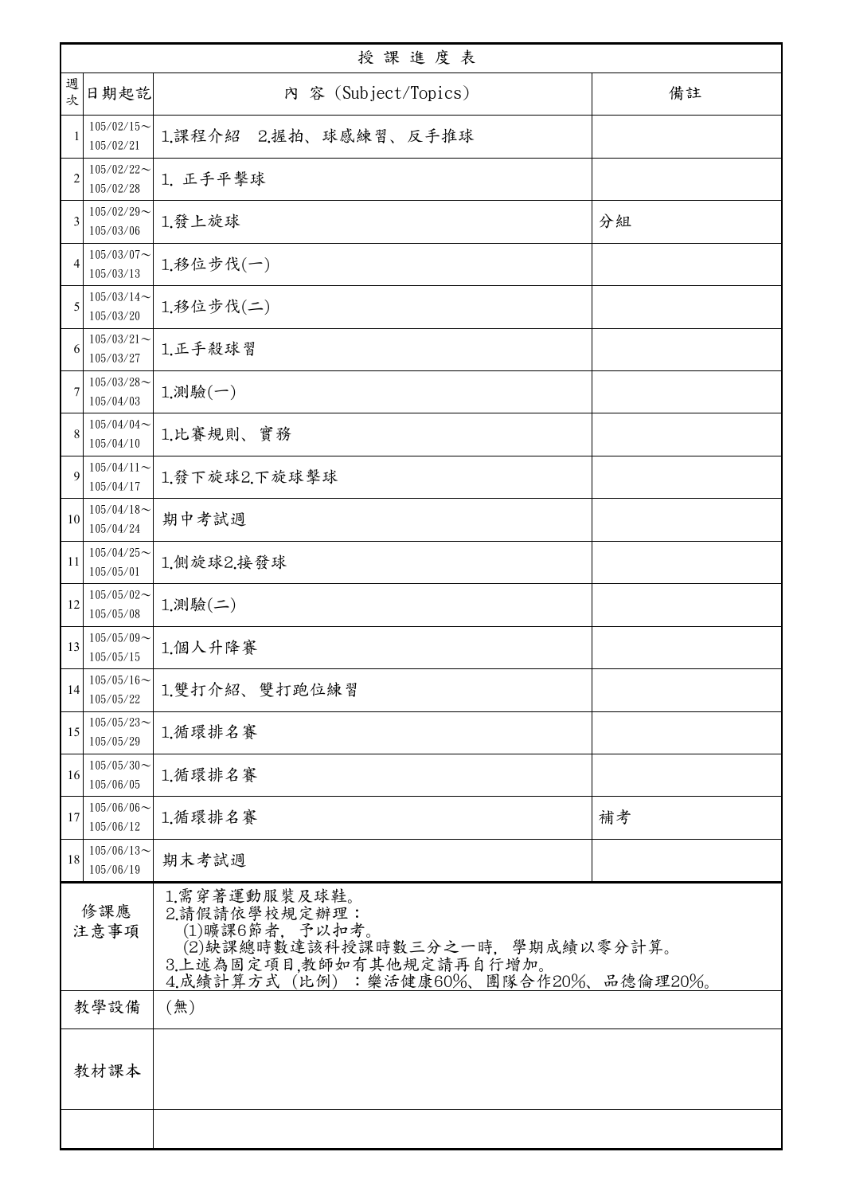# 授課進度表

| 週次 | 日期起訖 | 內 容 (Subject/Topics) | 備註 |
|---|---|---|---|
| 1 | 105/02/15～105/02/21 | 1.課程介紹 2.握拍、球感練習、反手推球 | |
| 2 | 105/02/22～105/02/28 | 1. 正手平擊球 | |
| 3 | 105/02/29～105/03/06 | 1.發上旋球 | 分組 |
| 4 | 105/03/07～105/03/13 | 1.移位步伐(一) | |
| 5 | 105/03/14～105/03/20 | 1.移位步伐(二) | |
| 6 | 105/03/21～105/03/27 | 1.正手殺球習 | |
| 7 | 105/03/28～105/04/03 | 1.測驗(一) | |
| 8 | 105/04/04～105/04/10 | 1.比賽規則、實務 | |
| 9 | 105/04/11～105/04/17 | 1.發下旋球2.下旋球擊球 | |
| 10 | 105/04/18～105/04/24 | 期中考試週 | |
| 11 | 105/04/25～105/05/01 | 1.側旋球2.接發球 | |
| 12 | 105/05/02～105/05/08 | 1.測驗(二) | |
| 13 | 105/05/09～105/05/15 | 1.個人升降賽 | |
| 14 | 105/05/16～105/05/22 | 1.雙打介紹、雙打跑位練習 | |
| 15 | 105/05/23～105/05/29 | 1.循環排名賽 | |
| 16 | 105/05/30～105/06/05 | 1.循環排名賽 | |
| 17 | 105/06/06～105/06/12 | 1.循環排名賽 | 補考 |
| 18 | 105/06/13～105/06/19 | 期末考試週 | |
| 修課應注意事項 | | 1.需穿著運動服裝及球鞋。<br>2.請假請依學校規定辦理：<br>(1)曠課6節者，予以扣考。<br>(2)缺課總時數達該科授課時數三分之一時，學期成績以零分計算。<br>3.上述為固定項目,教師如有其他規定請再自行增加。<br>4.成績計算方式（比例）：樂活健康60%、團隊合作20%、品德倫理20%。 | |
| 教學設備 | | (無) | |
| 教材課本 | | | |
| | | | |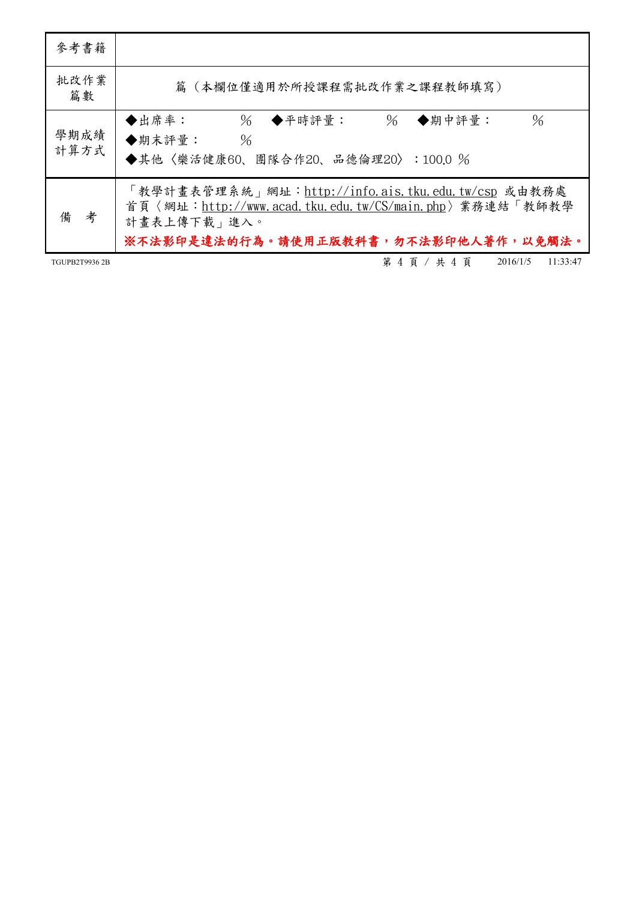| | |
|---|---|
| 參考書籍 | |
| 批改作業篇數 | 篇（本欄位僅適用於所授課程需批改作業之課程教師填寫） |
| 學期成績計算方式 | ◆出席率：　　　％　◆平時評量：　　　％　◆期中評量：　　　％<br>◆期末評量：　　　％<br>◆其他〈樂活健康60、團隊合作20、品德倫理20〉：100.0 ％ |
| 備　考 | 「教學計畫表管理系統」網址：http://info.ais.tku.edu.tw/csp 或由教務處首頁〈網址：http://www.acad.tku.edu.tw/CS/main.php〉業務連結「教師教學計畫表上傳下載」進入。<br>**※不法影印是違法的行為。請使用正版教科書，勿不法影印他人著作，以免觸法。** |

TGUPB2T9936 2B　　2016/1/5　11:33:47